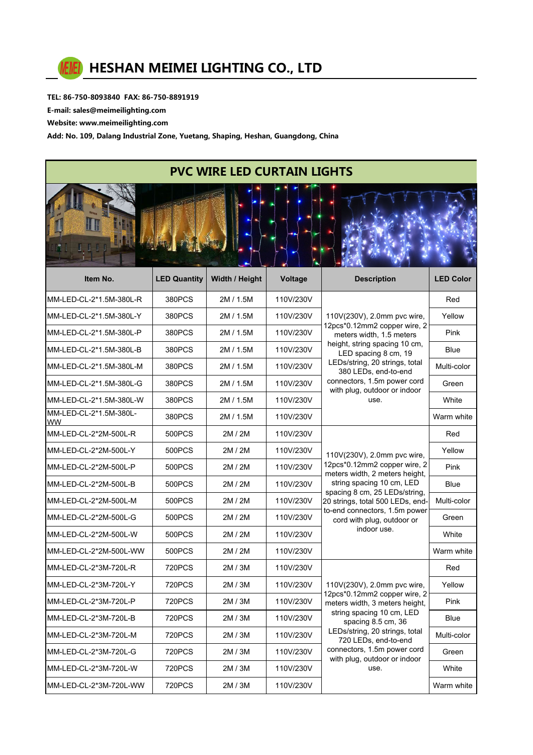# HESHAN MEIMEI LIGHTING CO., LTD

**TEL: 86-750-8093840 FAX: 86-750-8891919**

**E-mail: sales@meimeilighting.com**

**Website: www.meimeilighting.com**

**Add: No. 109, Dalang Industrial Zone, Yuetang, Shaping, Heshan, Guangdong, China**

## PVC WIRE LED CURTAIN LIGHTS

| Item No. | LED Quantity | Width / Height | Voltage | Description | LED Color |
|---|---|---|---|---|---|
| MM-LED-CL-2*1.5M-380L-R | 380PCS | 2M / 1.5M | 110V/230V | 110V(230V), 2.0mm pvc wire, 12pcs*0.12mm2 copper wire, 2 meters width, 1.5 meters height, string spacing 10 cm, LED spacing 8 cm, 19 LEDs/string, 20 strings, total 380 LEDs, end-to-end connectors, 1.5m power cord with plug, outdoor or indoor use. | Red |
| MM-LED-CL-2*1.5M-380L-Y | 380PCS | 2M / 1.5M | 110V/230V | | Yellow |
| MM-LED-CL-2*1.5M-380L-P | 380PCS | 2M / 1.5M | 110V/230V | | Pink |
| MM-LED-CL-2*1.5M-380L-B | 380PCS | 2M / 1.5M | 110V/230V | | Blue |
| MM-LED-CL-2*1.5M-380L-M | 380PCS | 2M / 1.5M | 110V/230V | | Multi-color |
| MM-LED-CL-2*1.5M-380L-G | 380PCS | 2M / 1.5M | 110V/230V | | Green |
| MM-LED-CL-2*1.5M-380L-W | 380PCS | 2M / 1.5M | 110V/230V | | White |
| MM-LED-CL-2*1.5M-380L-WW | 380PCS | 2M / 1.5M | 110V/230V | | Warm white |
| MM-LED-CL-2*2M-500L-R | 500PCS | 2M / 2M | 110V/230V | 110V(230V), 2.0mm pvc wire, 12pcs*0.12mm2 copper wire, 2 meters width, 2 meters height, string spacing 10 cm, LED spacing 8 cm, 25 LEDs/string, 20 strings, total 500 LEDs, end-to-end connectors, 1.5m power cord with plug, outdoor or indoor use. | Red |
| MM-LED-CL-2*2M-500L-Y | 500PCS | 2M / 2M | 110V/230V | | Yellow |
| MM-LED-CL-2*2M-500L-P | 500PCS | 2M / 2M | 110V/230V | | Pink |
| MM-LED-CL-2*2M-500L-B | 500PCS | 2M / 2M | 110V/230V | | Blue |
| MM-LED-CL-2*2M-500L-M | 500PCS | 2M / 2M | 110V/230V | | Multi-color |
| MM-LED-CL-2*2M-500L-G | 500PCS | 2M / 2M | 110V/230V | | Green |
| MM-LED-CL-2*2M-500L-W | 500PCS | 2M / 2M | 110V/230V | | White |
| MM-LED-CL-2*2M-500L-WW | 500PCS | 2M / 2M | 110V/230V | | Warm white |
| MM-LED-CL-2*3M-720L-R | 720PCS | 2M / 3M | 110V/230V | 110V(230V), 2.0mm pvc wire, 12pcs*0.12mm2 copper wire, 2 meters width, 3 meters height, string spacing 10 cm, LED spacing 8.5 cm, 36 LEDs/string, 20 strings, total 720 LEDs, end-to-end connectors, 1.5m power cord with plug, outdoor or indoor use. | Red |
| MM-LED-CL-2*3M-720L-Y | 720PCS | 2M / 3M | 110V/230V | | Yellow |
| MM-LED-CL-2*3M-720L-P | 720PCS | 2M / 3M | 110V/230V | | Pink |
| MM-LED-CL-2*3M-720L-B | 720PCS | 2M / 3M | 110V/230V | | Blue |
| MM-LED-CL-2*3M-720L-M | 720PCS | 2M / 3M | 110V/230V | | Multi-color |
| MM-LED-CL-2*3M-720L-G | 720PCS | 2M / 3M | 110V/230V | | Green |
| MM-LED-CL-2*3M-720L-W | 720PCS | 2M / 3M | 110V/230V | | White |
| MM-LED-CL-2*3M-720L-WW | 720PCS | 2M / 3M | 110V/230V | | Warm white |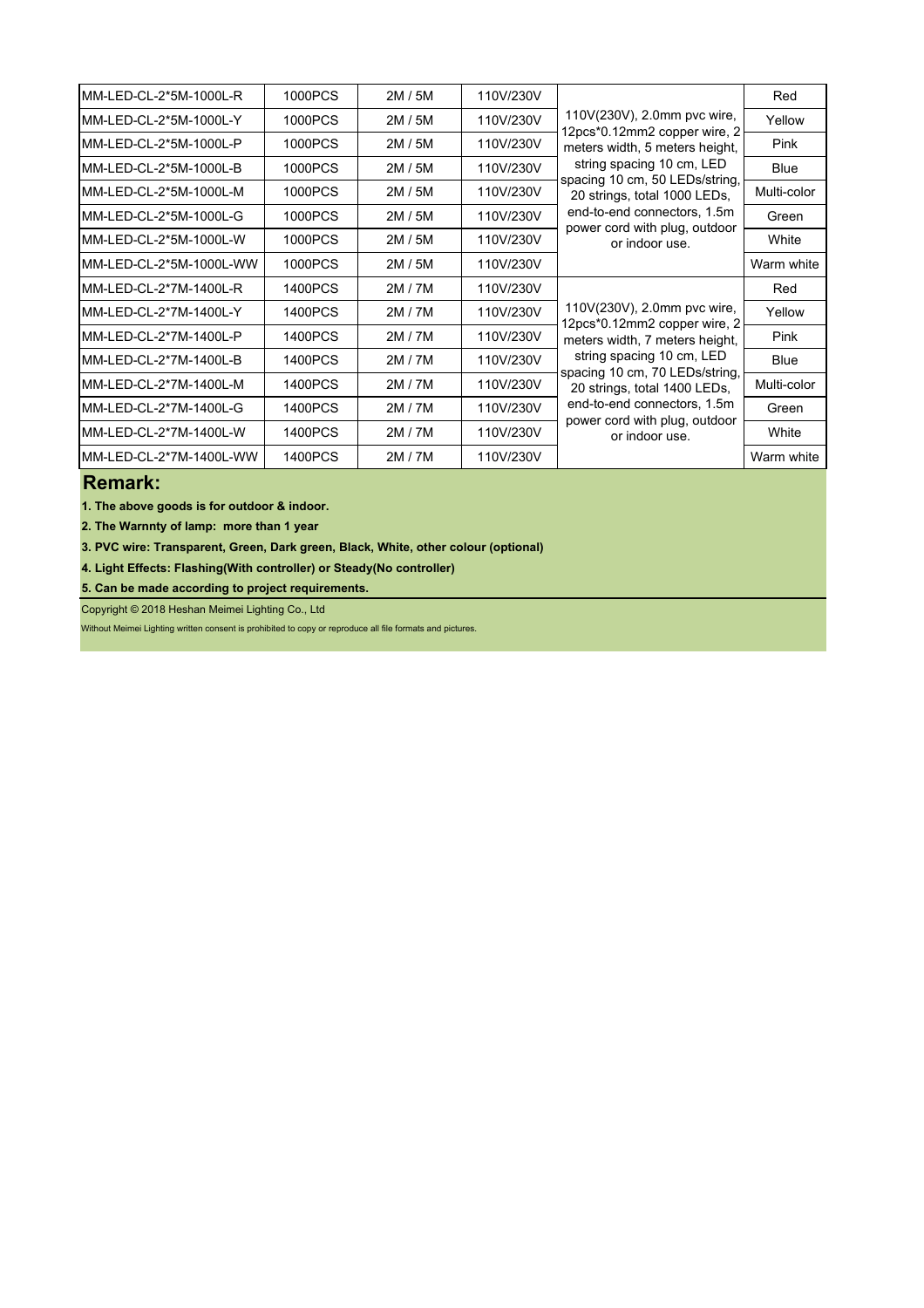| | | | | | |
|---|---|---|---|---|---|
| MM-LED-CL-2*5M-1000L-R | 1000PCS | 2M / 5M | 110V/230V | 110V(230V), 2.0mm pvc wire, 12pcs*0.12mm2 copper wire, 2 meters width, 5 meters height, string spacing 10 cm, LED spacing 10 cm, 50 LEDs/string, 20 strings, total 1000 LEDs, end-to-end connectors, 1.5m power cord with plug, outdoor or indoor use. | Red |
| MM-LED-CL-2*5M-1000L-Y | 1000PCS | 2M / 5M | 110V/230V | | Yellow |
| MM-LED-CL-2*5M-1000L-P | 1000PCS | 2M / 5M | 110V/230V | | Pink |
| MM-LED-CL-2*5M-1000L-B | 1000PCS | 2M / 5M | 110V/230V | | Blue |
| MM-LED-CL-2*5M-1000L-M | 1000PCS | 2M / 5M | 110V/230V | | Multi-color |
| MM-LED-CL-2*5M-1000L-G | 1000PCS | 2M / 5M | 110V/230V | | Green |
| MM-LED-CL-2*5M-1000L-W | 1000PCS | 2M / 5M | 110V/230V | | White |
| MM-LED-CL-2*5M-1000L-WW | 1000PCS | 2M / 5M | 110V/230V | | Warm white |
| MM-LED-CL-2*7M-1400L-R | 1400PCS | 2M / 7M | 110V/230V | 110V(230V), 2.0mm pvc wire, 12pcs*0.12mm2 copper wire, 2 meters width, 7 meters height, string spacing 10 cm, LED spacing 10 cm, 70 LEDs/string, 20 strings, total 1400 LEDs, end-to-end connectors, 1.5m power cord with plug, outdoor or indoor use. | Red |
| MM-LED-CL-2*7M-1400L-Y | 1400PCS | 2M / 7M | 110V/230V | | Yellow |
| MM-LED-CL-2*7M-1400L-P | 1400PCS | 2M / 7M | 110V/230V | | Pink |
| MM-LED-CL-2*7M-1400L-B | 1400PCS | 2M / 7M | 110V/230V | | Blue |
| MM-LED-CL-2*7M-1400L-M | 1400PCS | 2M / 7M | 110V/230V | | Multi-color |
| MM-LED-CL-2*7M-1400L-G | 1400PCS | 2M / 7M | 110V/230V | | Green |
| MM-LED-CL-2*7M-1400L-W | 1400PCS | 2M / 7M | 110V/230V | | White |
| MM-LED-CL-2*7M-1400L-WW | 1400PCS | 2M / 7M | 110V/230V | | Warm white |

## Remark:

**1. The above goods is for outdoor & indoor.**

**2. The Warnnty of lamp: more than 1 year**

**3. PVC wire: Transparent, Green, Dark green, Black, White, other colour (optional)**

**4. Light Effects: Flashing(With controller) or Steady(No controller)**

**5. Can be made according to project requirements.**

Copyright © 2018 Heshan Meimei Lighting Co., Ltd

Without Meimei Lighting written consent is prohibited to copy or reproduce all file formats and pictures.